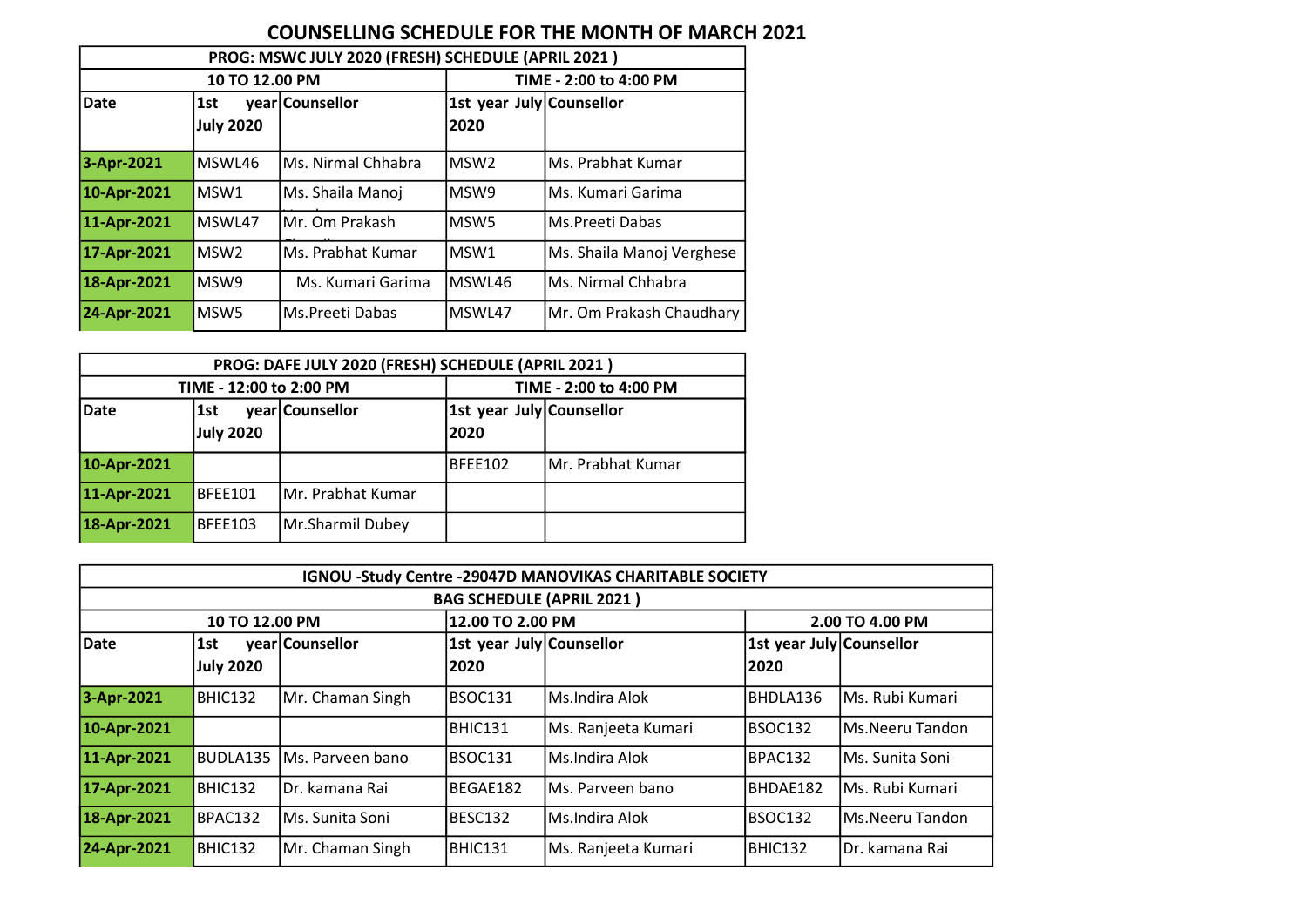# COUNSELLING SCHEDULE FOR THE MONTH OF MARCH 2021

| PROG: MSWC JULY 2020 (FRESH) SCHEDULE (APRIL 2021 ) | | | | |
|---|---|---|---|---|
| 10 TO 12.00 PM | | | TIME - 2:00 to 4:00 PM | |
| Date | 1st year July 2020 | Counsellor | 1st year July 2020 | Counsellor |
| 3-Apr-2021 | MSWL46 | Ms. Nirmal Chhabra | MSW2 | Ms. Prabhat Kumar |
| 10-Apr-2021 | MSW1 | Ms. Shaila Manoj | MSW9 | Ms. Kumari Garima |
| 11-Apr-2021 | MSWL47 | Mr. Om Prakash | MSW5 | Ms.Preeti Dabas |
| 17-Apr-2021 | MSW2 | Ms. Prabhat Kumar | MSW1 | Ms. Shaila Manoj Verghese |
| 18-Apr-2021 | MSW9 | Ms. Kumari Garima | MSWL46 | Ms. Nirmal Chhabra |
| 24-Apr-2021 | MSW5 | Ms.Preeti Dabas | MSWL47 | Mr. Om Prakash Chaudhary |

| PROG: DAFE JULY 2020 (FRESH) SCHEDULE (APRIL 2021 ) | | | | |
|---|---|---|---|---|
| TIME - 12:00 to 2:00 PM | | | TIME - 2:00 to 4:00 PM | |
| Date | 1st year July 2020 | Counsellor | 1st year July 2020 | Counsellor |
| 10-Apr-2021 | | | BFEE102 | Mr. Prabhat Kumar |
| 11-Apr-2021 | BFEE101 | Mr. Prabhat Kumar | | |
| 18-Apr-2021 | BFEE103 | Mr.Sharmil Dubey | | |

| IGNOU -Study Centre -29047D MANOVIKAS CHARITABLE SOCIETY | | | | | | |
|---|---|---|---|---|---|---|
| BAG SCHEDULE (APRIL 2021 ) | | | | | | |
| 10 TO 12.00 PM | | | 12.00 TO 2.00 PM | | 2.00 TO 4.00 PM | |
| Date | 1st year July 2020 | Counsellor | 1st year July 2020 | Counsellor | 1st year July 2020 | Counsellor |
| 3-Apr-2021 | BHIC132 | Mr. Chaman Singh | BSOC131 | Ms.Indira Alok | BHDLA136 | Ms. Rubi Kumari |
| 10-Apr-2021 | | | BHIC131 | Ms. Ranjeeta Kumari | BSOC132 | Ms.Neeru Tandon |
| 11-Apr-2021 | BUDLA135 | Ms. Parveen bano | BSOC131 | Ms.Indira Alok | BPAC132 | Ms. Sunita Soni |
| 17-Apr-2021 | BHIC132 | Dr. kamana Rai | BEGAE182 | Ms. Parveen bano | BHDAE182 | Ms. Rubi Kumari |
| 18-Apr-2021 | BPAC132 | Ms. Sunita Soni | BESC132 | Ms.Indira Alok | BSOC132 | Ms.Neeru Tandon |
| 24-Apr-2021 | BHIC132 | Mr. Chaman Singh | BHIC131 | Ms. Ranjeeta Kumari | BHIC132 | Dr. kamana Rai |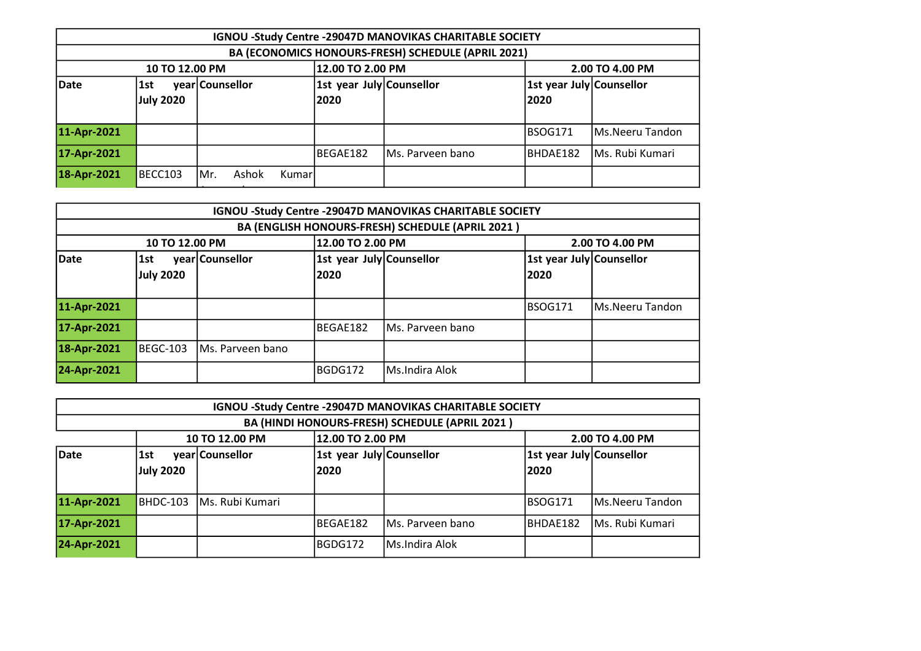| IGNOU -Study Centre -29047D MANOVIKAS CHARITABLE SOCIETY | | | | | | |
|---|---|---|---|---|---|---|
| BA (ECONOMICS HONOURS-FRESH) SCHEDULE (APRIL 2021) | | | | | | |
| 10 TO 12.00 PM | | | 12.00 TO 2.00 PM | | 2.00 TO 4.00 PM | |
| **Date** | **1st year July 2020** | **Counsellor** | **1st year July 2020** | **Counsellor** | **1st year July 2020** | **Counsellor** |
| **11-Apr-2021** | | | | | BSOG171 | Ms.Neeru Tandon |
| **17-Apr-2021** | | | BEGAE182 | Ms. Parveen bano | BHDAE182 | Ms. Rubi Kumari |
| **18-Apr-2021** | BECC103 | Mr. Ashok Kumar | | | | |

| IGNOU -Study Centre -29047D MANOVIKAS CHARITABLE SOCIETY | | | | | | |
|---|---|---|---|---|---|---|
| BA (ENGLISH HONOURS-FRESH) SCHEDULE (APRIL 2021 ) | | | | | | |
| 10 TO 12.00 PM | | | 12.00 TO 2.00 PM | | 2.00 TO 4.00 PM | |
| **Date** | **1st year July 2020** | **Counsellor** | **1st year July 2020** | **Counsellor** | **1st year July 2020** | **Counsellor** |
| **11-Apr-2021** | | | | | BSOG171 | Ms.Neeru Tandon |
| **17-Apr-2021** | | | BEGAE182 | Ms. Parveen bano | | |
| **18-Apr-2021** | BEGC-103 | Ms. Parveen bano | | | | |
| **24-Apr-2021** | | | BGDG172 | Ms.Indira Alok | | |

| IGNOU -Study Centre -29047D MANOVIKAS CHARITABLE SOCIETY | | | | | | |
|---|---|---|---|---|---|---|
| BA (HINDI HONOURS-FRESH) SCHEDULE (APRIL 2021 ) | | | | | | |
| | 10 TO 12.00 PM | | 12.00 TO 2.00 PM | | 2.00 TO 4.00 PM | |
| **Date** | **1st year July 2020** | **Counsellor** | **1st year July 2020** | **Counsellor** | **1st year July 2020** | **Counsellor** |
| **11-Apr-2021** | BHDC-103 | Ms. Rubi Kumari | | | BSOG171 | Ms.Neeru Tandon |
| **17-Apr-2021** | | | BEGAE182 | Ms. Parveen bano | BHDAE182 | Ms. Rubi Kumari |
| **24-Apr-2021** | | | BGDG172 | Ms.Indira Alok | | |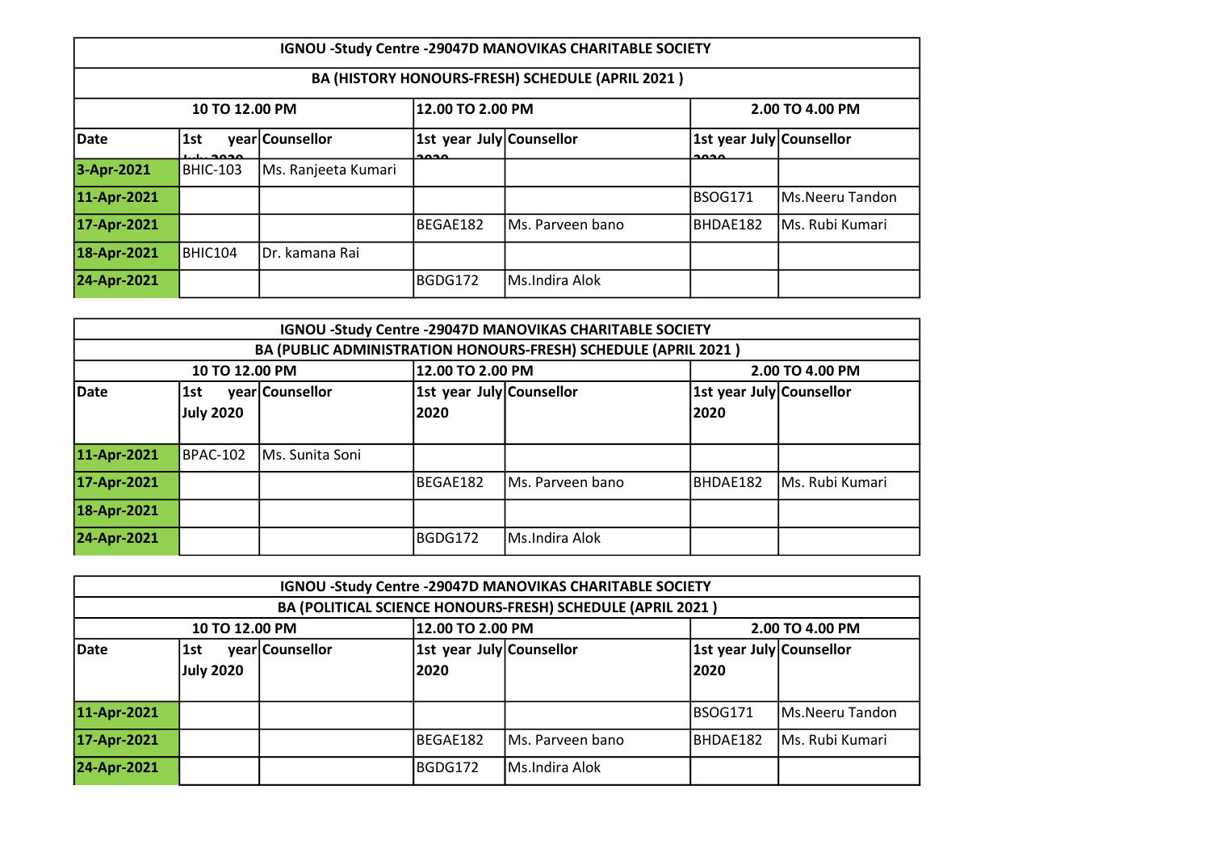| IGNOU -Study Centre -29047D MANOVIKAS CHARITABLE SOCIETY | | | | | | |
|---|---|---|---|---|---|---|
| BA (HISTORY HONOURS-FRESH) SCHEDULE (APRIL 2021 ) | | | | | | |
| 10 TO 12.00 PM | | | 12.00 TO 2.00 PM | | 2.00 TO 4.00 PM | |
| Date | 1st year July 2020 | Counsellor | 1st year July 2020 | Counsellor | 1st year July 2020 | Counsellor |
| 3-Apr-2021 | BHIC-103 | Ms. Ranjeeta Kumari | | | | |
| 11-Apr-2021 | | | | | BSOG171 | Ms.Neeru Tandon |
| 17-Apr-2021 | | | BEGAE182 | Ms. Parveen bano | BHDAE182 | Ms. Rubi Kumari |
| 18-Apr-2021 | BHIC104 | Dr. kamana Rai | | | | |
| 24-Apr-2021 | | | BGDG172 | Ms.Indira Alok | | |

| IGNOU -Study Centre -29047D MANOVIKAS CHARITABLE SOCIETY | | | | | | |
|---|---|---|---|---|---|---|
| BA (PUBLIC ADMINISTRATION HONOURS-FRESH) SCHEDULE (APRIL 2021 ) | | | | | | |
| 10 TO 12.00 PM | | | 12.00 TO 2.00 PM | | 2.00 TO 4.00 PM | |
| Date | 1st year July 2020 | Counsellor | 1st year July 2020 | Counsellor | 1st year July 2020 | Counsellor |
| 11-Apr-2021 | BPAC-102 | Ms. Sunita Soni | | | | |
| 17-Apr-2021 | | | BEGAE182 | Ms. Parveen bano | BHDAE182 | Ms. Rubi Kumari |
| 18-Apr-2021 | | | | | | |
| 24-Apr-2021 | | | BGDG172 | Ms.Indira Alok | | |

| IGNOU -Study Centre -29047D MANOVIKAS CHARITABLE SOCIETY | | | | | | |
|---|---|---|---|---|---|---|
| BA (POLITICAL SCIENCE HONOURS-FRESH) SCHEDULE (APRIL 2021 ) | | | | | | |
| 10 TO 12.00 PM | | | 12.00 TO 2.00 PM | | 2.00 TO 4.00 PM | |
| Date | 1st year July 2020 | Counsellor | 1st year July 2020 | Counsellor | 1st year July 2020 | Counsellor |
| 11-Apr-2021 | | | | | BSOG171 | Ms.Neeru Tandon |
| 17-Apr-2021 | | | BEGAE182 | Ms. Parveen bano | BHDAE182 | Ms. Rubi Kumari |
| 24-Apr-2021 | | | BGDG172 | Ms.Indira Alok | | |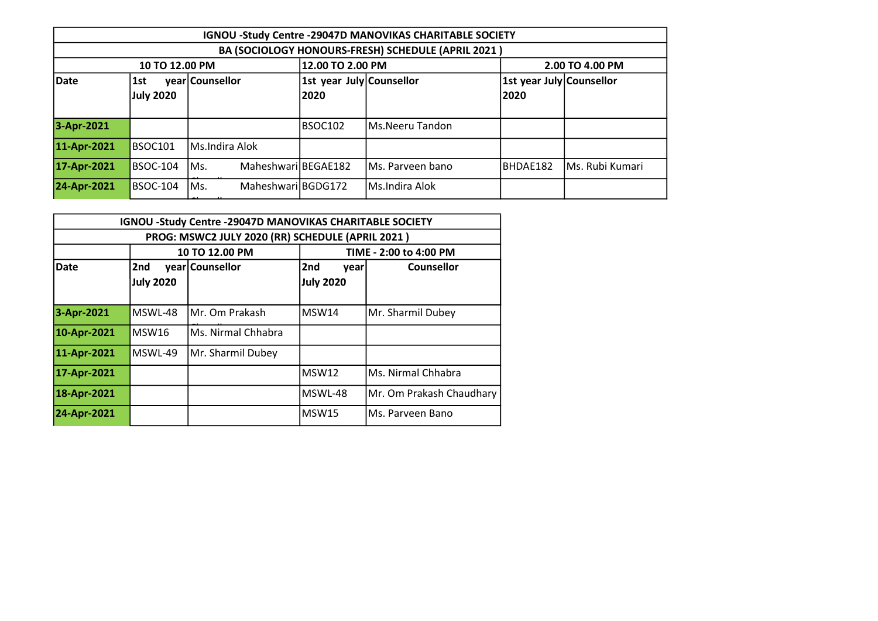| IGNOU -Study Centre -29047D MANOVIKAS CHARITABLE SOCIETY | | | | | | |
|---|---|---|---|---|---|---|
| BA (SOCIOLOGY HONOURS-FRESH) SCHEDULE (APRIL 2021 ) | | | | | | |
| | 10 TO 12.00 PM | | 12.00 TO 2.00 PM | | 2.00 TO 4.00 PM | |
| **Date** | **1st year July 2020** | **Counsellor** | **1st year July 2020** | **Counsellor** | **1st year July 2020** | **Counsellor** |
| 3-Apr-2021 | | | BSOC102 | Ms.Neeru Tandon | | |
| 11-Apr-2021 | BSOC101 | Ms.Indira Alok | | | | |
| 17-Apr-2021 | BSOC-104 | Ms. Maheshwari Chaudhary | BEGAE182 | Ms. Parveen bano | BHDAE182 | Ms. Rubi Kumari |
| 24-Apr-2021 | BSOC-104 | Ms. Maheshwari Chaudhary | BGDG172 | Ms.Indira Alok | | |

| IGNOU -Study Centre -29047D MANOVIKAS CHARITABLE SOCIETY | | | | |
|---|---|---|---|---|
| PROG: MSWC2 JULY 2020 (RR) SCHEDULE (APRIL 2021 ) | | | | |
| | 10 TO 12.00 PM | | TIME - 2:00 to 4:00 PM | |
| **Date** | **2nd year July 2020** | **Counsellor** | **2nd year July 2020** | **Counsellor** |
| 3-Apr-2021 | MSWL-48 | Mr. Om Prakash Chaudhary | MSW14 | Mr. Sharmil Dubey |
| 10-Apr-2021 | MSW16 | Ms. Nirmal Chhabra | | |
| 11-Apr-2021 | MSWL-49 | Mr. Sharmil Dubey | | |
| 17-Apr-2021 | | | MSW12 | Ms. Nirmal Chhabra |
| 18-Apr-2021 | | | MSWL-48 | Mr. Om Prakash Chaudhary |
| 24-Apr-2021 | | | MSW15 | Ms. Parveen Bano |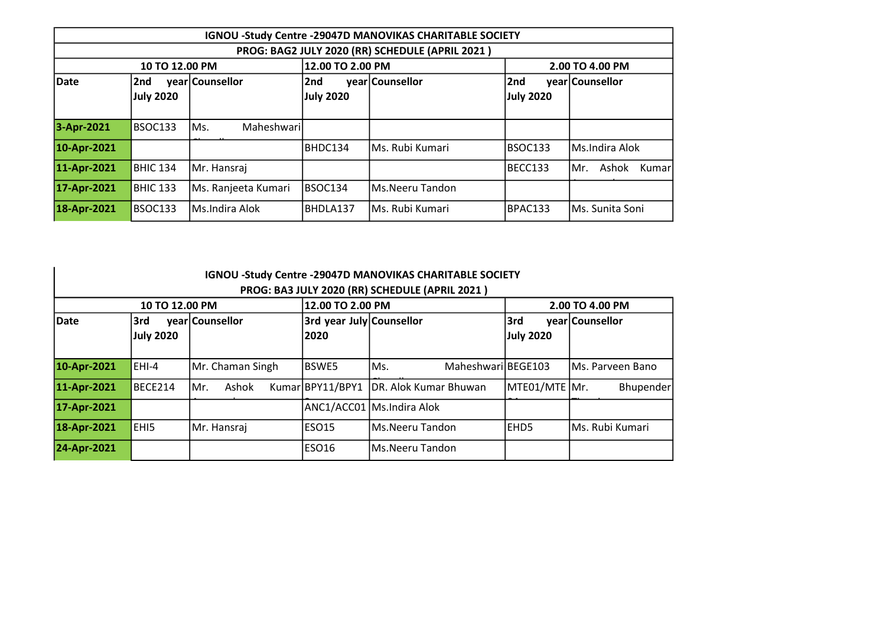| IGNOU -Study Centre -29047D MANOVIKAS CHARITABLE SOCIETY | | | | | | |
|---|---|---|---|---|---|---|
| PROG: BAG2 JULY 2020 (RR) SCHEDULE (APRIL 2021 ) | | | | | | |
| | 10 TO 12.00 PM | | 12.00 TO 2.00 PM | | 2.00 TO 4.00 PM | |
| Date | 2nd year July 2020 | Counsellor | 2nd year July 2020 | Counsellor | 2nd year July 2020 | Counsellor |
| 3-Apr-2021 | BSOC133 | Ms. Maheshwari Chawla | | | | |
| 10-Apr-2021 | | | BHDC134 | Ms. Rubi Kumari | BSOC133 | Ms.Indira Alok |
| 11-Apr-2021 | BHIC 134 | Mr. Hansraj | | | BECC133 | Mr. Ashok Kumar Awasthi |
| 17-Apr-2021 | BHIC 133 | Ms. Ranjeeta Kumari | BSOC134 | Ms.Neeru Tandon | | |
| 18-Apr-2021 | BSOC133 | Ms.Indira Alok | BHDLA137 | Ms. Rubi Kumari | BPAC133 | Ms. Sunita Soni |

| IGNOU -Study Centre -29047D MANOVIKAS CHARITABLE SOCIETY | | | | | | |
|---|---|---|---|---|---|---|
| PROG: BA3 JULY 2020 (RR) SCHEDULE (APRIL 2021 ) | | | | | | |
| | 10 TO 12.00 PM | | 12.00 TO 2.00 PM | | 2.00 TO 4.00 PM | |
| Date | 3rd year July 2020 | Counsellor | 3rd year July 2020 | Counsellor | 3rd year July 2020 | Counsellor |
| 10-Apr-2021 | EHI-4 | Mr. Chaman Singh | BSWE5 | Ms. Maheshwari Chawla | BEGE103 | Ms. Parveen Bano |
| 11-Apr-2021 | BECE214 | Mr. Ashok Kumar Awasthi | BPY11/BPY1 | DR. Alok Kumar Bhuwan | MTE01/MTE 04 | Mr. Bhupender Thakur |
| 17-Apr-2021 | | | ANC1/ACC01 | Ms.Indira Alok | | |
| 18-Apr-2021 | EHI5 | Mr. Hansraj | ESO15 | Ms.Neeru Tandon | EHD5 | Ms. Rubi Kumari |
| 24-Apr-2021 | | | ESO16 | Ms.Neeru Tandon | | |